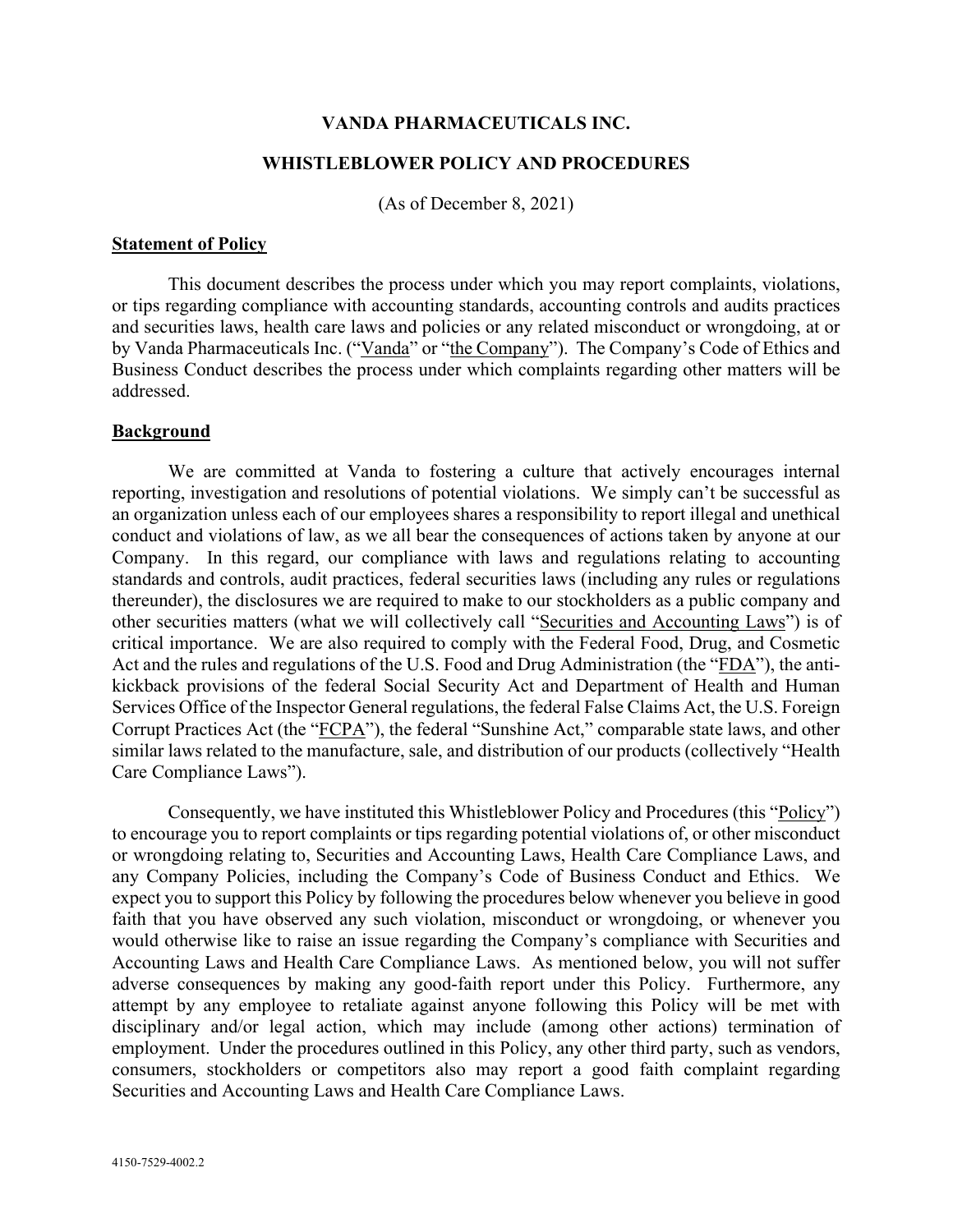# VANDA PHARMACEUTICALS INC.

## WHISTLEBLOWER POLICY AND PROCEDURES

(As of December 8, 2021)

**Statement of Policy**

This document describes the process under which you may report complaints, violations, or tips regarding compliance with accounting standards, accounting controls and audits practices and securities laws, health care laws and policies or any related misconduct or wrongdoing, at or by Vanda Pharmaceuticals Inc. ("Vanda" or "the Company"). The Company's Code of Ethics and Business Conduct describes the process under which complaints regarding other matters will be addressed.

**Background**

We are committed at Vanda to fostering a culture that actively encourages internal reporting, investigation and resolutions of potential violations. We simply can't be successful as an organization unless each of our employees shares a responsibility to report illegal and unethical conduct and violations of law, as we all bear the consequences of actions taken by anyone at our Company. In this regard, our compliance with laws and regulations relating to accounting standards and controls, audit practices, federal securities laws (including any rules or regulations thereunder), the disclosures we are required to make to our stockholders as a public company and other securities matters (what we will collectively call "Securities and Accounting Laws") is of critical importance. We are also required to comply with the Federal Food, Drug, and Cosmetic Act and the rules and regulations of the U.S. Food and Drug Administration (the "FDA"), the anti-kickback provisions of the federal Social Security Act and Department of Health and Human Services Office of the Inspector General regulations, the federal False Claims Act, the U.S. Foreign Corrupt Practices Act (the "FCPA"), the federal "Sunshine Act," comparable state laws, and other similar laws related to the manufacture, sale, and distribution of our products (collectively "Health Care Compliance Laws").

Consequently, we have instituted this Whistleblower Policy and Procedures (this "Policy") to encourage you to report complaints or tips regarding potential violations of, or other misconduct or wrongdoing relating to, Securities and Accounting Laws, Health Care Compliance Laws, and any Company Policies, including the Company's Code of Business Conduct and Ethics. We expect you to support this Policy by following the procedures below whenever you believe in good faith that you have observed any such violation, misconduct or wrongdoing, or whenever you would otherwise like to raise an issue regarding the Company's compliance with Securities and Accounting Laws and Health Care Compliance Laws. As mentioned below, you will not suffer adverse consequences by making any good-faith report under this Policy. Furthermore, any attempt by any employee to retaliate against anyone following this Policy will be met with disciplinary and/or legal action, which may include (among other actions) termination of employment. Under the procedures outlined in this Policy, any other third party, such as vendors, consumers, stockholders or competitors also may report a good faith complaint regarding Securities and Accounting Laws and Health Care Compliance Laws.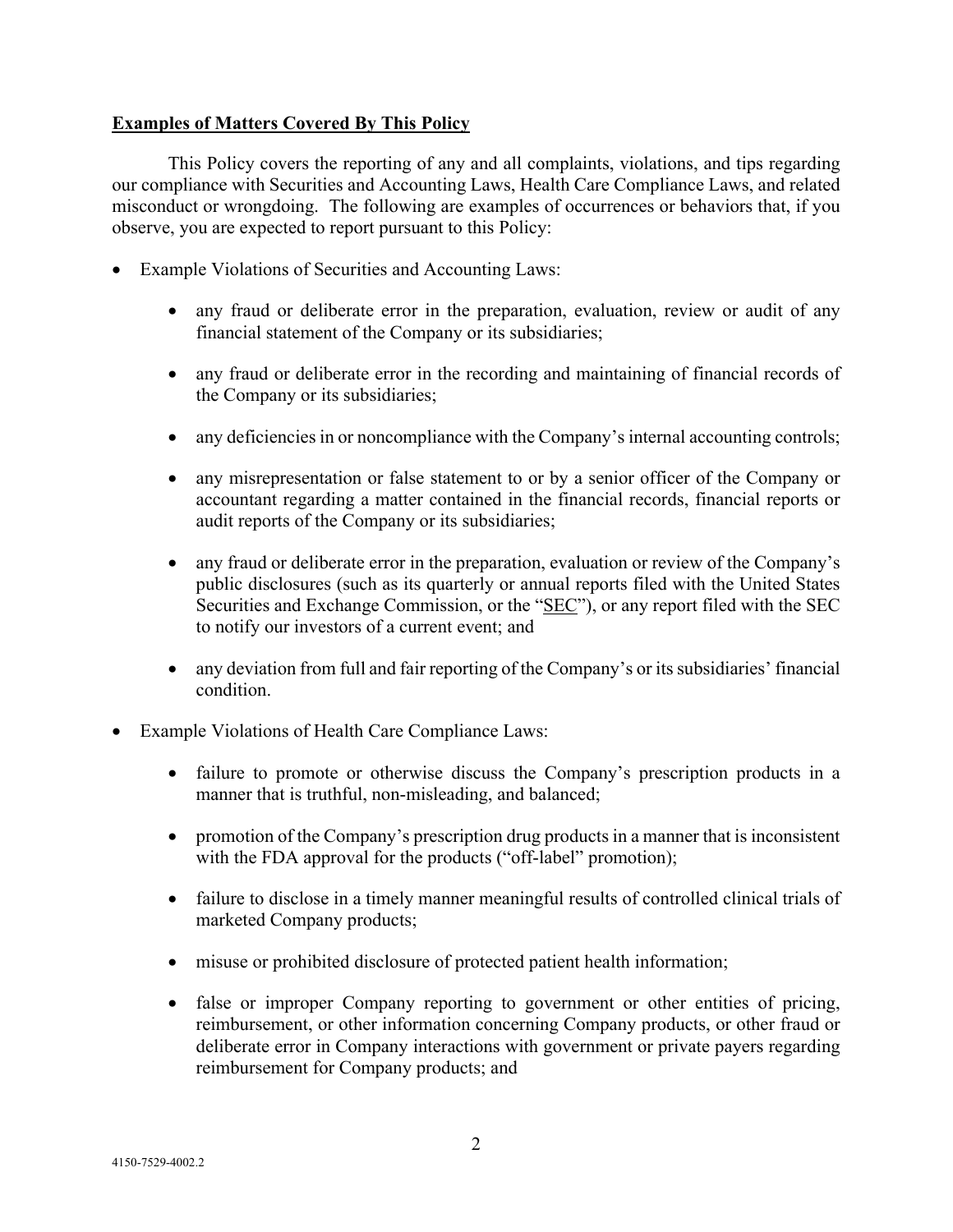**Examples of Matters Covered By This Policy**

This Policy covers the reporting of any and all complaints, violations, and tips regarding our compliance with Securities and Accounting Laws, Health Care Compliance Laws, and related misconduct or wrongdoing. The following are examples of occurrences or behaviors that, if you observe, you are expected to report pursuant to this Policy:

- Example Violations of Securities and Accounting Laws:
  - any fraud or deliberate error in the preparation, evaluation, review or audit of any financial statement of the Company or its subsidiaries;
  - any fraud or deliberate error in the recording and maintaining of financial records of the Company or its subsidiaries;
  - any deficiencies in or noncompliance with the Company's internal accounting controls;
  - any misrepresentation or false statement to or by a senior officer of the Company or accountant regarding a matter contained in the financial records, financial reports or audit reports of the Company or its subsidiaries;
  - any fraud or deliberate error in the preparation, evaluation or review of the Company's public disclosures (such as its quarterly or annual reports filed with the United States Securities and Exchange Commission, or the "SEC"), or any report filed with the SEC to notify our investors of a current event; and
  - any deviation from full and fair reporting of the Company's or its subsidiaries' financial condition.
- Example Violations of Health Care Compliance Laws:
  - failure to promote or otherwise discuss the Company's prescription products in a manner that is truthful, non-misleading, and balanced;
  - promotion of the Company's prescription drug products in a manner that is inconsistent with the FDA approval for the products ("off-label" promotion);
  - failure to disclose in a timely manner meaningful results of controlled clinical trials of marketed Company products;
  - misuse or prohibited disclosure of protected patient health information;
  - false or improper Company reporting to government or other entities of pricing, reimbursement, or other information concerning Company products, or other fraud or deliberate error in Company interactions with government or private payers regarding reimbursement for Company products; and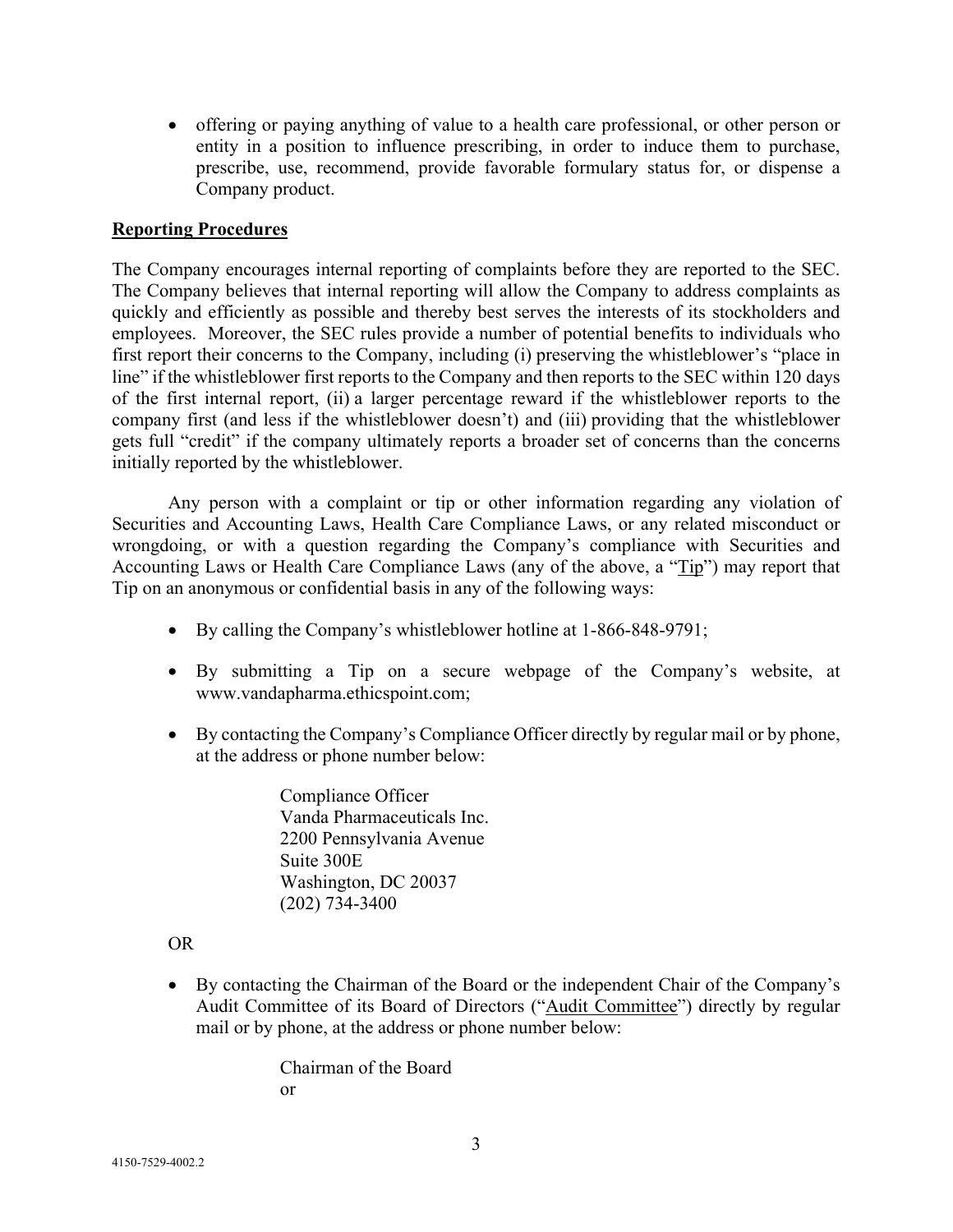- offering or paying anything of value to a health care professional, or other person or entity in a position to influence prescribing, in order to induce them to purchase, prescribe, use, recommend, provide favorable formulary status for, or dispense a Company product.

**Reporting Procedures**

The Company encourages internal reporting of complaints before they are reported to the SEC. The Company believes that internal reporting will allow the Company to address complaints as quickly and efficiently as possible and thereby best serves the interests of its stockholders and employees. Moreover, the SEC rules provide a number of potential benefits to individuals who first report their concerns to the Company, including (i) preserving the whistleblower's "place in line" if the whistleblower first reports to the Company and then reports to the SEC within 120 days of the first internal report, (ii) a larger percentage reward if the whistleblower reports to the company first (and less if the whistleblower doesn't) and (iii) providing that the whistleblower gets full "credit" if the company ultimately reports a broader set of concerns than the concerns initially reported by the whistleblower.

Any person with a complaint or tip or other information regarding any violation of Securities and Accounting Laws, Health Care Compliance Laws, or any related misconduct or wrongdoing, or with a question regarding the Company's compliance with Securities and Accounting Laws or Health Care Compliance Laws (any of the above, a "Tip") may report that Tip on an anonymous or confidential basis in any of the following ways:

- By calling the Company's whistleblower hotline at 1-866-848-9791;
- By submitting a Tip on a secure webpage of the Company's website, at www.vandapharma.ethicspoint.com;
- By contacting the Company's Compliance Officer directly by regular mail or by phone, at the address or phone number below:

  Compliance Officer
  Vanda Pharmaceuticals Inc.
  2200 Pennsylvania Avenue
  Suite 300E
  Washington, DC 20037
  (202) 734-3400

OR

- By contacting the Chairman of the Board or the independent Chair of the Company's Audit Committee of its Board of Directors ("Audit Committee") directly by regular mail or by phone, at the address or phone number below:

  Chairman of the Board
  or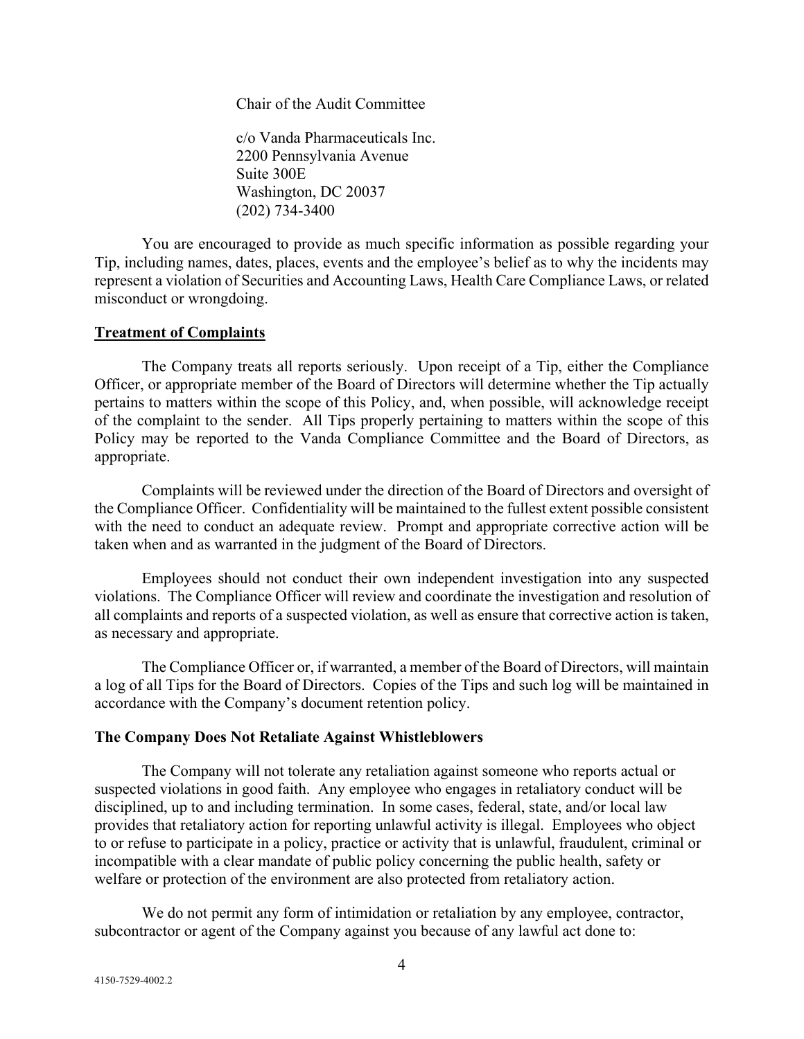Chair of the Audit Committee

c/o Vanda Pharmaceuticals Inc.
2200 Pennsylvania Avenue
Suite 300E
Washington, DC 20037
(202) 734-3400

You are encouraged to provide as much specific information as possible regarding your Tip, including names, dates, places, events and the employee's belief as to why the incidents may represent a violation of Securities and Accounting Laws, Health Care Compliance Laws, or related misconduct or wrongdoing.

**Treatment of Complaints**

The Company treats all reports seriously. Upon receipt of a Tip, either the Compliance Officer, or appropriate member of the Board of Directors will determine whether the Tip actually pertains to matters within the scope of this Policy, and, when possible, will acknowledge receipt of the complaint to the sender. All Tips properly pertaining to matters within the scope of this Policy may be reported to the Vanda Compliance Committee and the Board of Directors, as appropriate.

Complaints will be reviewed under the direction of the Board of Directors and oversight of the Compliance Officer. Confidentiality will be maintained to the fullest extent possible consistent with the need to conduct an adequate review. Prompt and appropriate corrective action will be taken when and as warranted in the judgment of the Board of Directors.

Employees should not conduct their own independent investigation into any suspected violations. The Compliance Officer will review and coordinate the investigation and resolution of all complaints and reports of a suspected violation, as well as ensure that corrective action is taken, as necessary and appropriate.

The Compliance Officer or, if warranted, a member of the Board of Directors, will maintain a log of all Tips for the Board of Directors. Copies of the Tips and such log will be maintained in accordance with the Company's document retention policy.

**The Company Does Not Retaliate Against Whistleblowers**

The Company will not tolerate any retaliation against someone who reports actual or suspected violations in good faith. Any employee who engages in retaliatory conduct will be disciplined, up to and including termination. In some cases, federal, state, and/or local law provides that retaliatory action for reporting unlawful activity is illegal. Employees who object to or refuse to participate in a policy, practice or activity that is unlawful, fraudulent, criminal or incompatible with a clear mandate of public policy concerning the public health, safety or welfare or protection of the environment are also protected from retaliatory action.

We do not permit any form of intimidation or retaliation by any employee, contractor, subcontractor or agent of the Company against you because of any lawful act done to: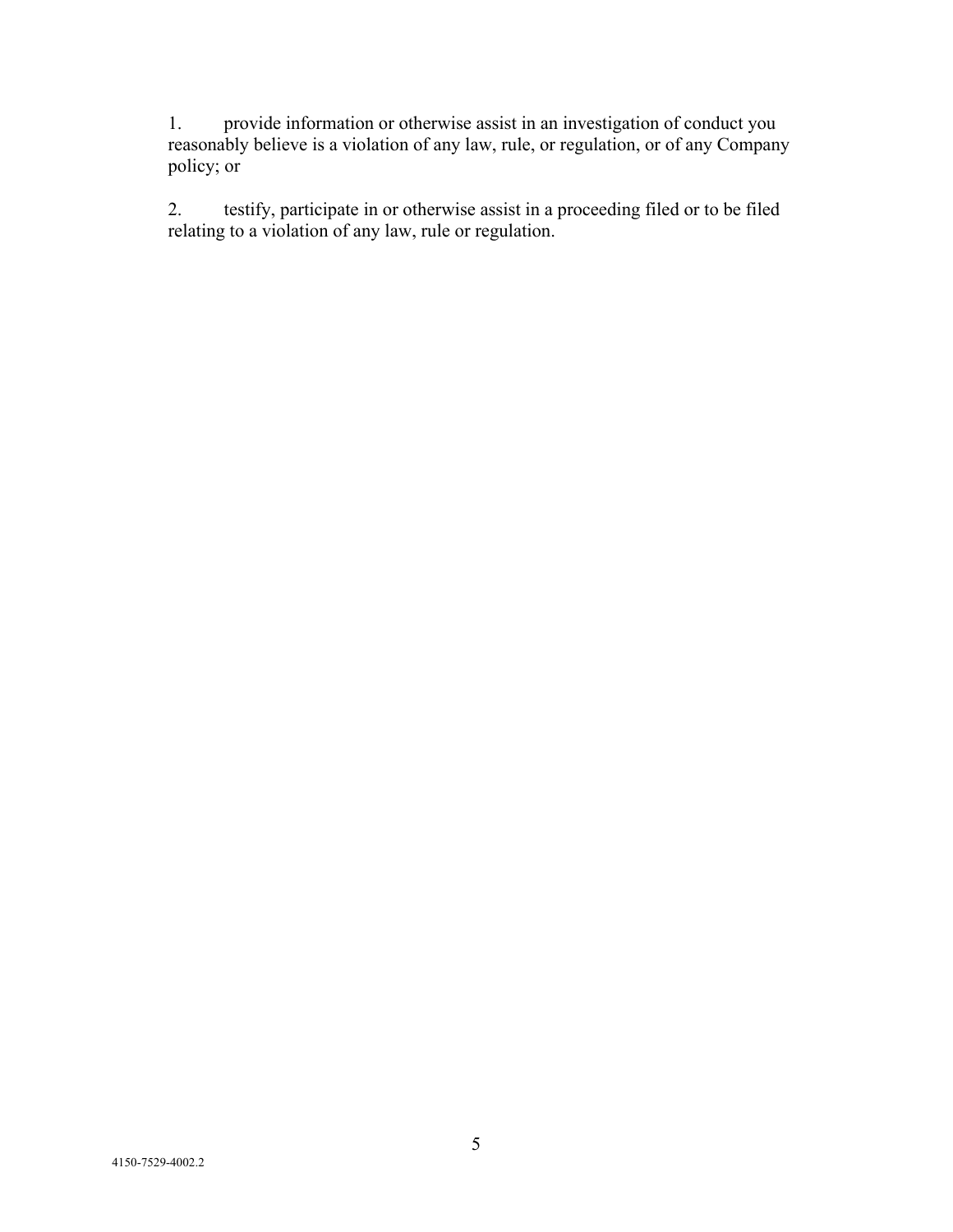1. provide information or otherwise assist in an investigation of conduct you reasonably believe is a violation of any law, rule, or regulation, or of any Company policy; or

2. testify, participate in or otherwise assist in a proceeding filed or to be filed relating to a violation of any law, rule or regulation.